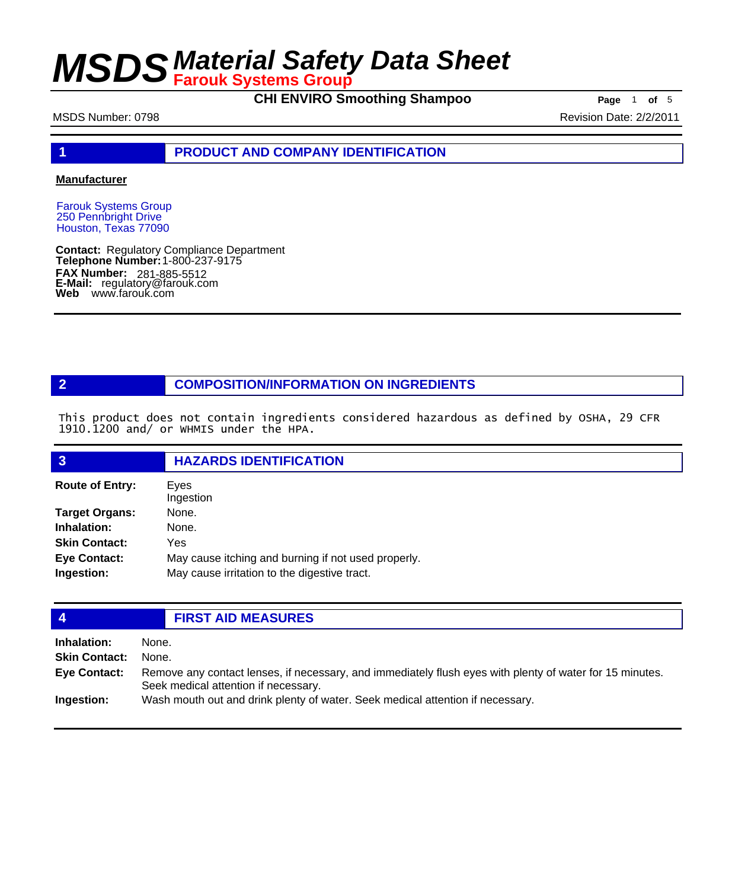# MSDS Material Safety Data Sheet
**Farouk Systems Group**

**CHI ENVIRO Smoothing Shampoo**

MSDS Number: 0798

Revision Date: 2/2/2011

## 1 PRODUCT AND COMPANY IDENTIFICATION

**Manufacturer**

Farouk Systems Group
250 Pennbright Drive
Houston, Texas 77090

**Contact:** Regulatory Compliance Department
**Telephone Number:** 1-800-237-9175
**FAX Number:** 281-885-5512
**E-Mail:** regulatory@farouk.com
**Web** www.farouk.com

## 2 COMPOSITION/INFORMATION ON INGREDIENTS

This product does not contain ingredients considered hazardous as defined by OSHA, 29 CFR 1910.1200 and/ or WHMIS under the HPA.

## 3 HAZARDS IDENTIFICATION

**Route of Entry:** Eyes
Ingestion

**Target Organs:** None.

**Inhalation:** None.

**Skin Contact:** Yes

**Eye Contact:** May cause itching and burning if not used properly.

**Ingestion:** May cause irritation to the digestive tract.

## 4 FIRST AID MEASURES

**Inhalation:** None.

**Skin Contact:** None.

**Eye Contact:** Remove any contact lenses, if necessary, and immediately flush eyes with plenty of water for 15 minutes. Seek medical attention if necessary.

**Ingestion:** Wash mouth out and drink plenty of water. Seek medical attention if necessary.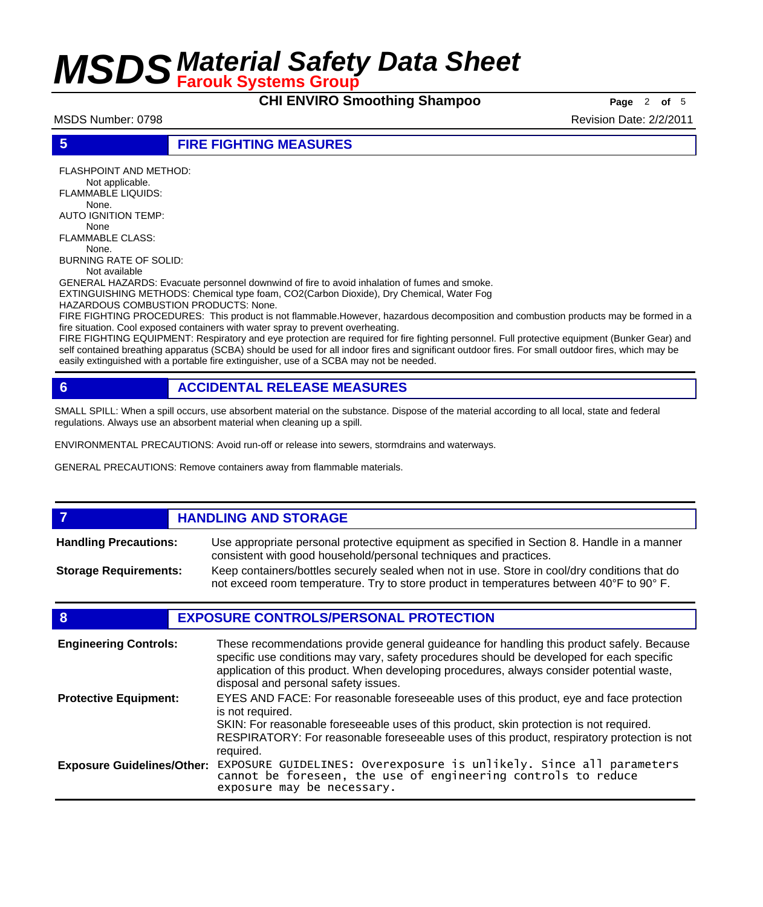## 5 FIRE FIGHTING MEASURES

FLASHPOINT AND METHOD:
Not applicable.
FLAMMABLE LIQUIDS:
None.
AUTO IGNITION TEMP:
None
FLAMMABLE CLASS:
None.
BURNING RATE OF SOLID:
Not available

GENERAL HAZARDS: Evacuate personnel downwind of fire to avoid inhalation of fumes and smoke.
EXTINGUISHING METHODS: Chemical type foam, $CO_2$(Carbon Dioxide), Dry Chemical, Water Fog
HAZARDOUS COMBUSTION PRODUCTS: None.
FIRE FIGHTING PROCEDURES: This product is not flammable.However, hazardous decomposition and combustion products may be formed in a fire situation. Cool exposed containers with water spray to prevent overheating.
FIRE FIGHTING EQUIPMENT: Respiratory and eye protection are required for fire fighting personnel. Full protective equipment (Bunker Gear) and self contained breathing apparatus (SCBA) should be used for all indoor fires and significant outdoor fires. For small outdoor fires, which may be easily extinguished with a portable fire extinguisher, use of a SCBA may not be needed.

## 6 ACCIDENTAL RELEASE MEASURES

SMALL SPILL: When a spill occurs, use absorbent material on the substance. Dispose of the material according to all local, state and federal regulations. Always use an absorbent material when cleaning up a spill.

ENVIRONMENTAL PRECAUTIONS: Avoid run-off or release into sewers, stormdrains and waterways.

GENERAL PRECAUTIONS: Remove containers away from flammable materials.

## 7 HANDLING AND STORAGE

**Handling Precautions:** Use appropriate personal protective equipment as specified in Section 8. Handle in a manner consistent with good household/personal techniques and practices.

**Storage Requirements:** Keep containers/bottles securely sealed when not in use. Store in cool/dry conditions that do not exceed room temperature. Try to store product in temperatures between 40°F to 90° F.

## 8 EXPOSURE CONTROLS/PERSONAL PROTECTION

**Engineering Controls:** These recommendations provide general guideance for handling this product safely. Because specific use conditions may vary, safety procedures should be developed for each specific application of this product. When developing procedures, always consider potential waste, disposal and personal safety issues.

**Protective Equipment:** EYES AND FACE: For reasonable foreseeable uses of this product, eye and face protection is not required.
SKIN: For reasonable foreseeable uses of this product, skin protection is not required.
RESPIRATORY: For reasonable foreseeable uses of this product, respiratory protection is not required.

**Exposure Guidelines/Other:** EXPOSURE GUIDELINES: Overexposure is unlikely. Since all parameters cannot be foreseen, the use of engineering controls to reduce exposure may be necessary.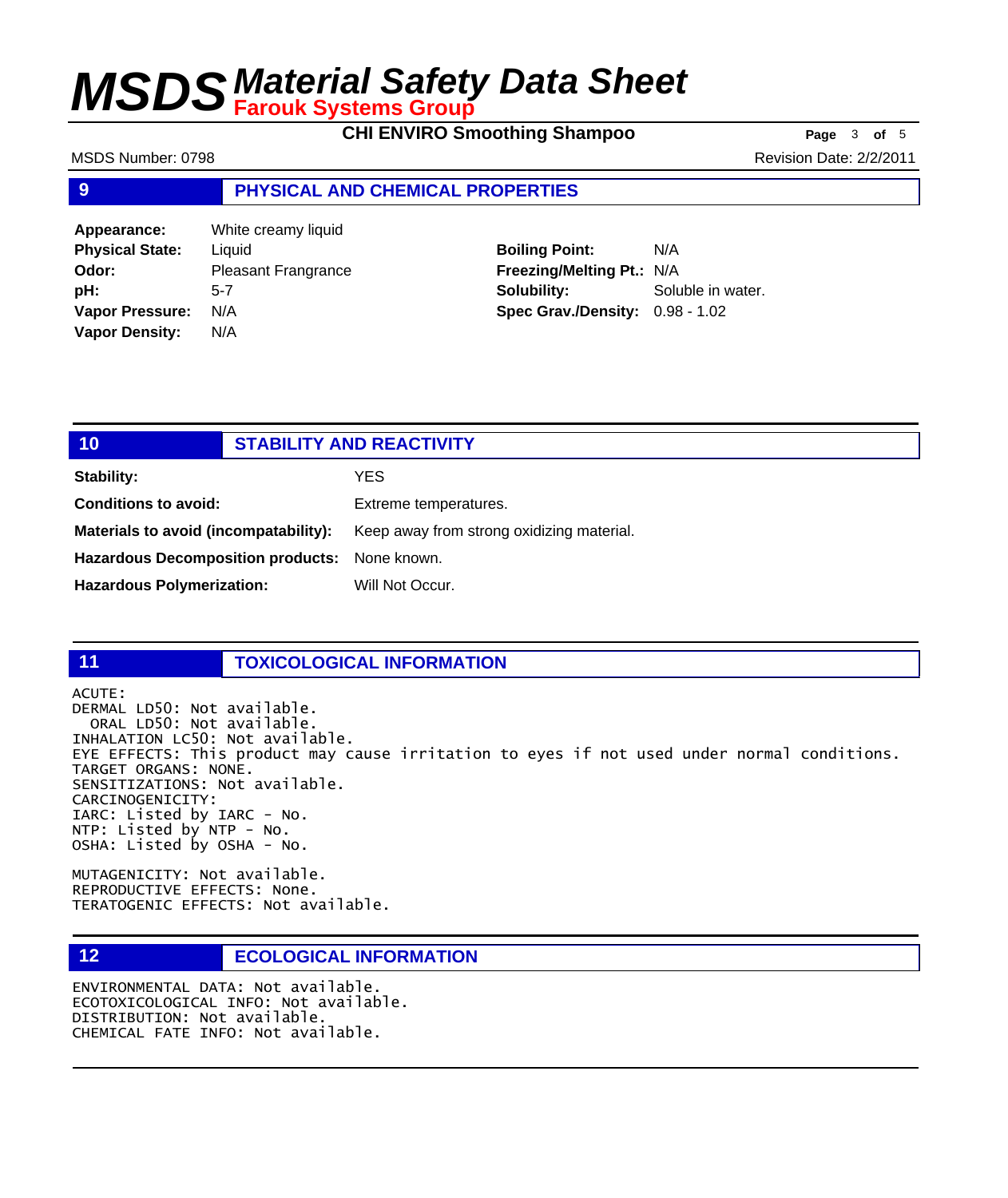## 9 PHYSICAL AND CHEMICAL PROPERTIES

| | | | |
|---|---|---|---|
| **Appearance:** | White creamy liquid | | |
| **Physical State:** | Liquid | **Boiling Point:** | N/A |
| **Odor:** | Pleasant Frangrance | **Freezing/Melting Pt.:** | N/A |
| **pH:** | 5-7 | **Solubility:** | Soluble in water. |
| **Vapor Pressure:** | N/A | **Spec Grav./Density:** | 0.98 - 1.02 |
| **Vapor Density:** | N/A | | |

## 10 STABILITY AND REACTIVITY

**Stability:** YES

**Conditions to avoid:** Extreme temperatures.

**Materials to avoid (incompatability):** Keep away from strong oxidizing material.

**Hazardous Decomposition products:** None known.

**Hazardous Polymerization:** Will Not Occur.

## 11 TOXICOLOGICAL INFORMATION

ACUTE:
DERMAL LD50: Not available.
ORAL LD50: Not available.
INHALATION LC50: Not available.
EYE EFFECTS: This product may cause irritation to eyes if not used under normal conditions.
TARGET ORGANS: NONE.
SENSITIZATIONS: Not available.
CARCINOGENICITY:
IARC: Listed by IARC - No.
NTP: Listed by NTP - No.
OSHA: Listed by OSHA - No.

MUTAGENICITY: Not available.
REPRODUCTIVE EFFECTS: None.
TERATOGENIC EFFECTS: Not available.

## 12 ECOLOGICAL INFORMATION

ENVIRONMENTAL DATA: Not available.
ECOTOXICOLOGICAL INFO: Not available.
DISTRIBUTION: Not available.
CHEMICAL FATE INFO: Not available.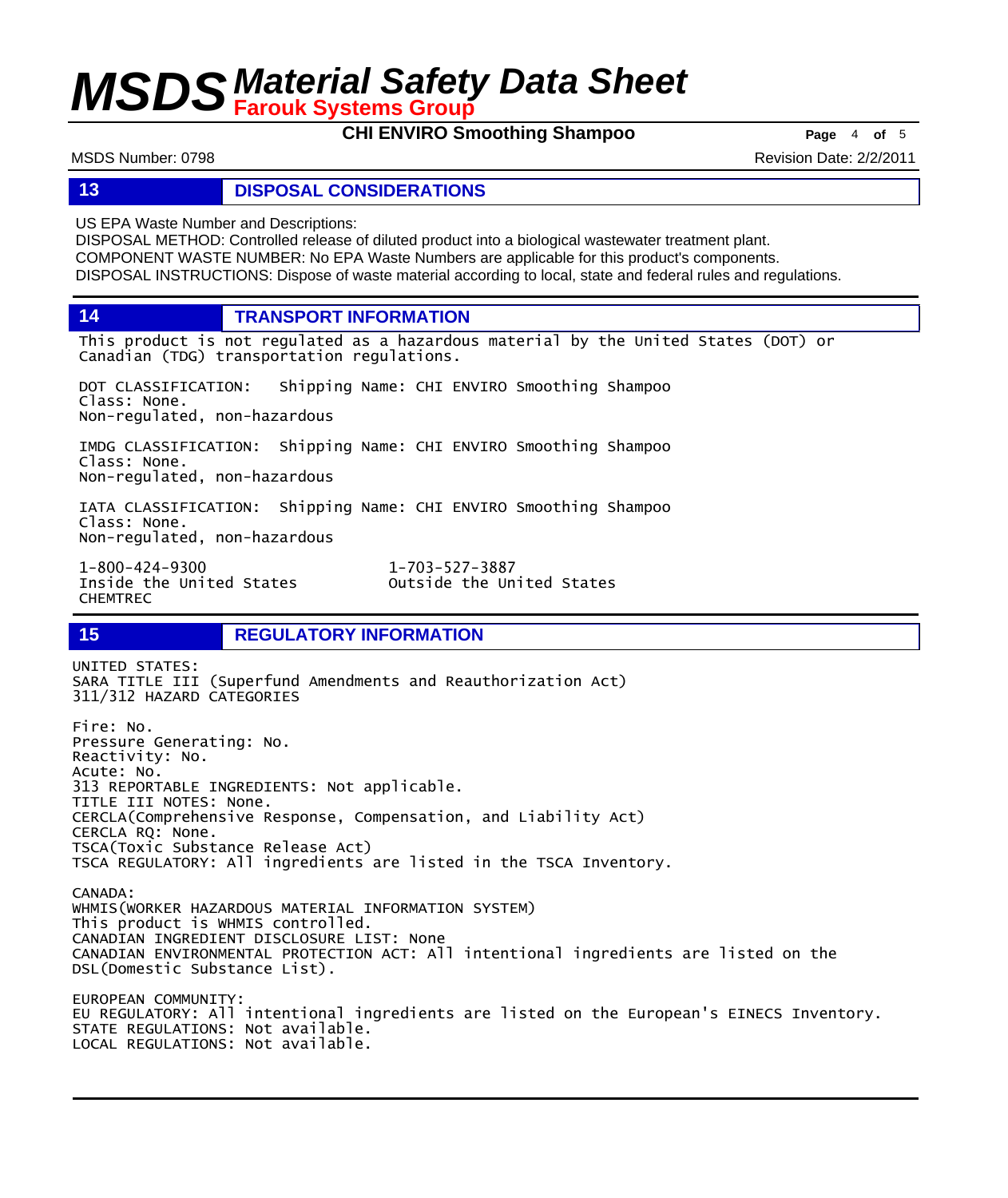## 13 DISPOSAL CONSIDERATIONS

US EPA Waste Number and Descriptions:
DISPOSAL METHOD: Controlled release of diluted product into a biological wastewater treatment plant.
COMPONENT WASTE NUMBER: No EPA Waste Numbers are applicable for this product's components.
DISPOSAL INSTRUCTIONS: Dispose of waste material according to local, state and federal rules and regulations.

## 14 TRANSPORT INFORMATION

This product is not regulated as a hazardous material by the United States (DOT) or Canadian (TDG) transportation regulations.

DOT CLASSIFICATION: Shipping Name: CHI ENVIRO Smoothing Shampoo
Class: None.
Non-regulated, non-hazardous

IMDG CLASSIFICATION: Shipping Name: CHI ENVIRO Smoothing Shampoo
Class: None.
Non-regulated, non-hazardous

IATA CLASSIFICATION: Shipping Name: CHI ENVIRO Smoothing Shampoo
Class: None.
Non-regulated, non-hazardous

1-800-424-9300
Inside the United States
CHEMTREC

1-703-527-3887
Outside the United States

## 15 REGULATORY INFORMATION

UNITED STATES:
SARA TITLE III (Superfund Amendments and Reauthorization Act)
311/312 HAZARD CATEGORIES

Fire: No.
Pressure Generating: No.
Reactivity: No.
Acute: No.
313 REPORTABLE INGREDIENTS: Not applicable.
TITLE III NOTES: None.
CERCLA(Comprehensive Response, Compensation, and Liability Act)
CERCLA RQ: None.
TSCA(Toxic Substance Release Act)
TSCA REGULATORY: All ingredients are listed in the TSCA Inventory.

CANADA:
WHMIS(WORKER HAZARDOUS MATERIAL INFORMATION SYSTEM)
This product is WHMIS controlled.
CANADIAN INGREDIENT DISCLOSURE LIST: None
CANADIAN ENVIRONMENTAL PROTECTION ACT: All intentional ingredients are listed on the DSL(Domestic Substance List).

EUROPEAN COMMUNITY:
EU REGULATORY: All intentional ingredients are listed on the European's EINECS Inventory.
STATE REGULATIONS: Not available.
LOCAL REGULATIONS: Not available.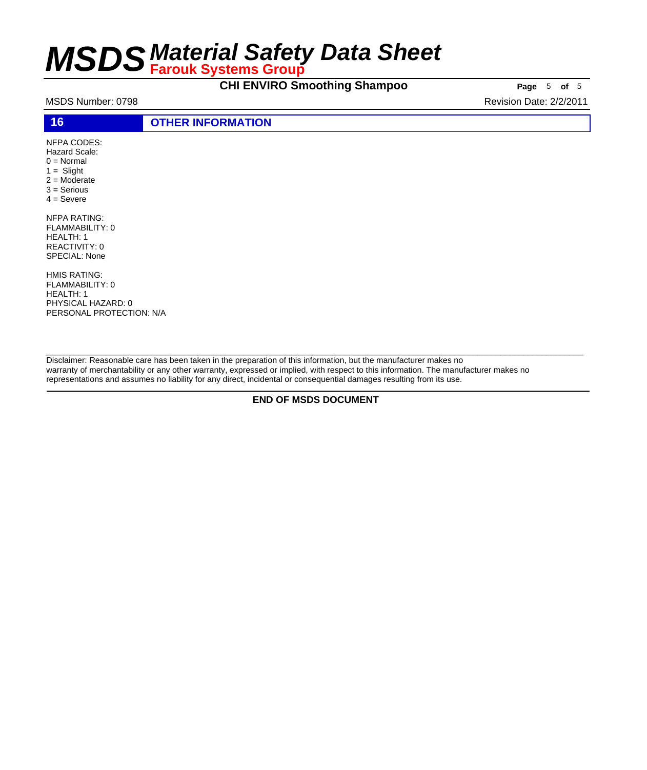## 16 OTHER INFORMATION

NFPA CODES:
Hazard Scale:
0 = Normal
1 = Slight
2 = Moderate
3 = Serious
4 = Severe

NFPA RATING:
FLAMMABILITY: 0
HEALTH: 1
REACTIVITY: 0
SPECIAL: None

HMIS RATING:
FLAMMABILITY: 0
HEALTH: 1
PHYSICAL HAZARD: 0
PERSONAL PROTECTION: N/A

---

Disclaimer: Reasonable care has been taken in the preparation of this information, but the manufacturer makes no warranty of merchantability or any other warranty, expressed or implied, with respect to this information. The manufacturer makes no representations and assumes no liability for any direct, incidental or consequential damages resulting from its use.

---

**END OF MSDS DOCUMENT**